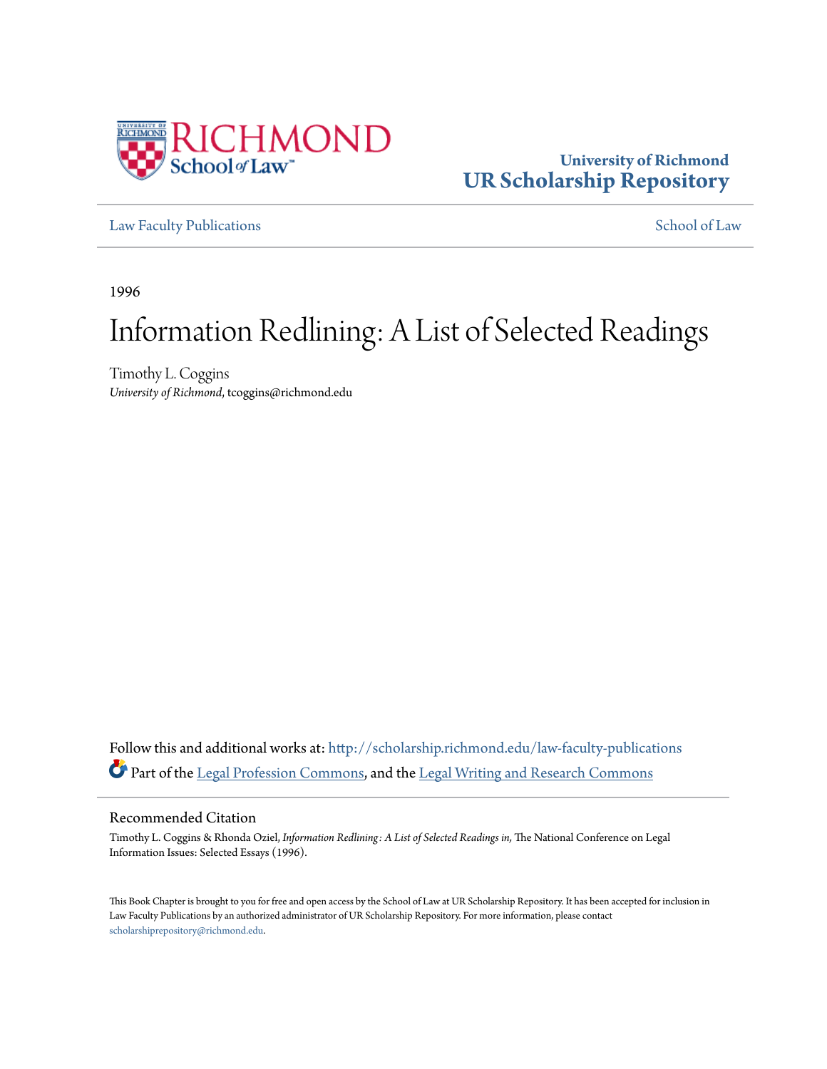University of Richmond
**UR Scholarship Repository**

Law Faculty Publications | School of Law

1996

# Information Redlining: A List of Selected Readings

Timothy L. Coggins
*University of Richmond*, tcoggins@richmond.edu

Follow this and additional works at: http://scholarship.richmond.edu/law-faculty-publications

Part of the Legal Profession Commons, and the Legal Writing and Research Commons

## Recommended Citation

Timothy L. Coggins & Rhonda Oziel, *Information Redlining: A List of Selected Readings in,* The National Conference on Legal Information Issues: Selected Essays (1996).

This Book Chapter is brought to you for free and open access by the School of Law at UR Scholarship Repository. It has been accepted for inclusion in Law Faculty Publications by an authorized administrator of UR Scholarship Repository. For more information, please contact scholarshiprepository@richmond.edu.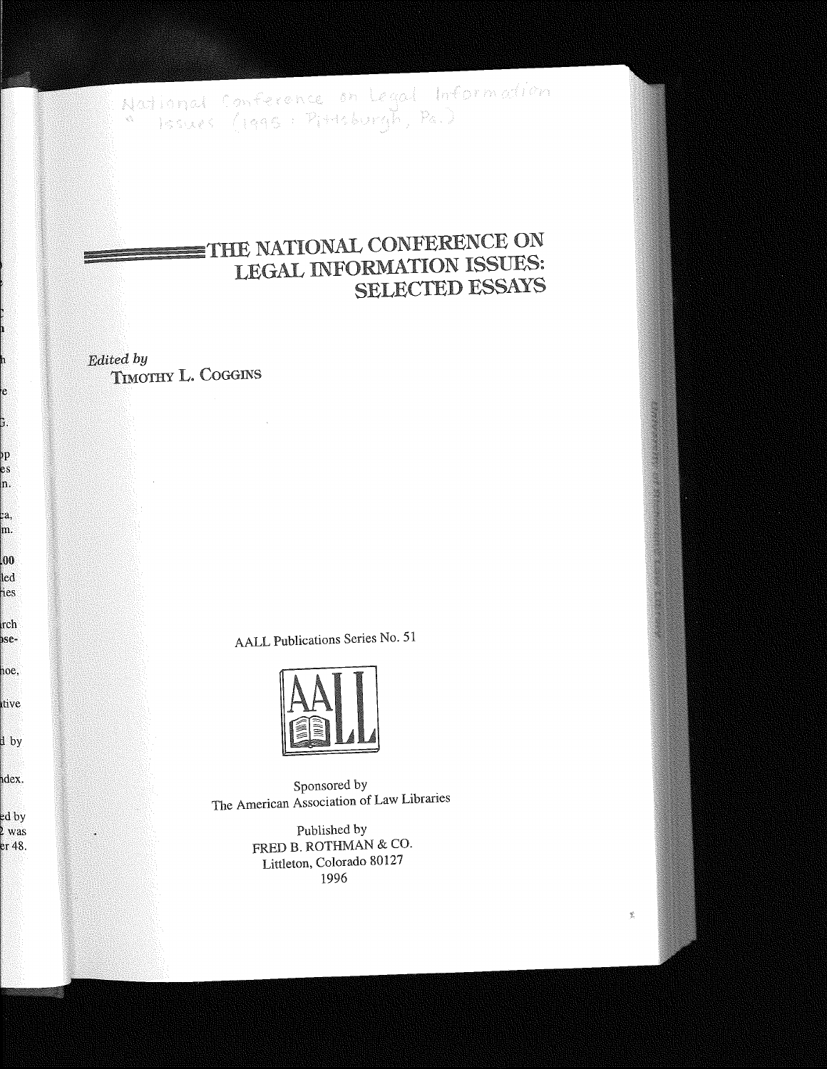National Conference on Legal Information Issues (1995 : Pittsburgh, Pa.)

# THE NATIONAL CONFERENCE ON LEGAL INFORMATION ISSUES: SELECTED ESSAYS

*Edited by*
TIMOTHY L. COGGINS

AALL Publications Series No. 51

Sponsored by
The American Association of Law Libraries

Published by
FRED B. ROTHMAN & CO.
Littleton, Colorado 80127
1996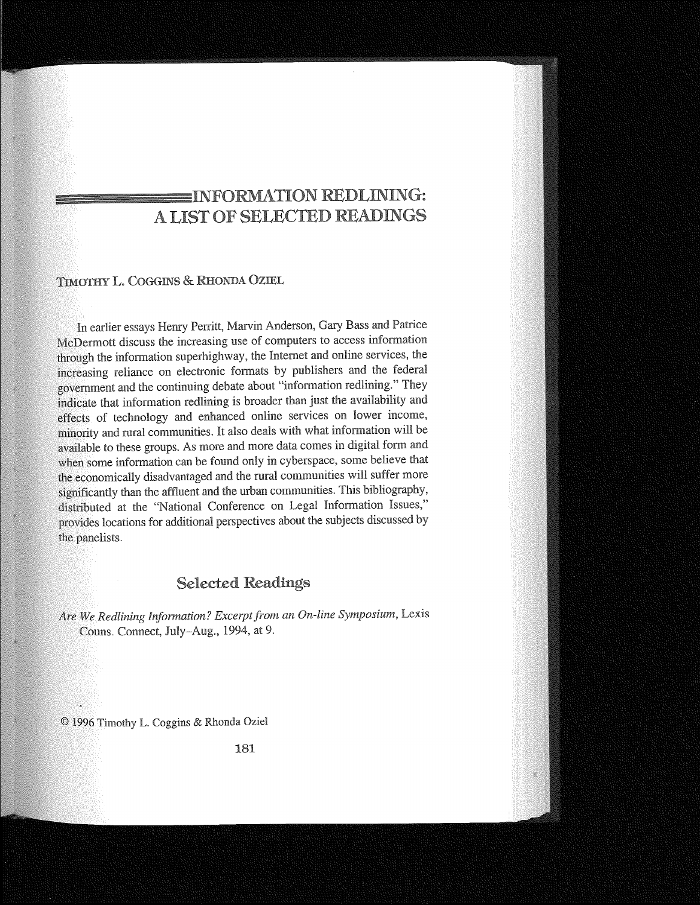# INFORMATION REDLINING: A LIST OF SELECTED READINGS

TIMOTHY L. COGGINS & RHONDA OZIEL

In earlier essays Henry Perritt, Marvin Anderson, Gary Bass and Patrice McDermott discuss the increasing use of computers to access information through the information superhighway, the Internet and online services, the increasing reliance on electronic formats by publishers and the federal government and the continuing debate about "information redlining." They indicate that information redlining is broader than just the availability and effects of technology and enhanced online services on lower income, minority and rural communities. It also deals with what information will be available to these groups. As more and more data comes in digital form and when some information can be found only in cyberspace, some believe that the economically disadvantaged and the rural communities will suffer more significantly than the affluent and the urban communities. This bibliography, distributed at the "National Conference on Legal Information Issues," provides locations for additional perspectives about the subjects discussed by the panelists.

## Selected Readings

*Are We Redlining Information? Excerpt from an On-line Symposium*, Lexis Couns. Connect, July–Aug., 1994, at 9.

© 1996 Timothy L. Coggins & Rhonda Oziel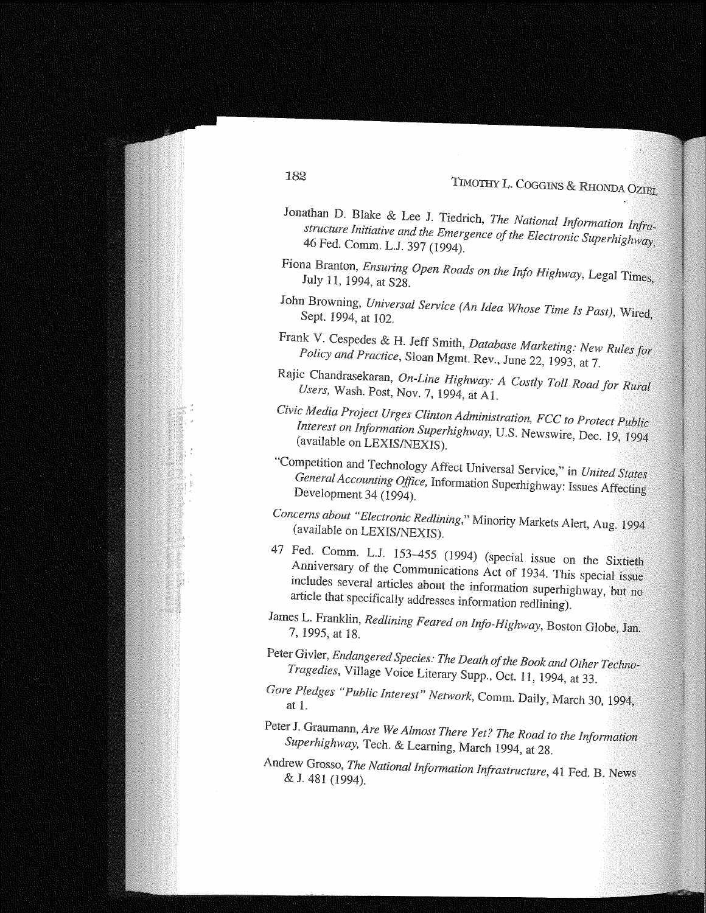Jonathan D. Blake & Lee J. Tiedrich, *The National Information Infrastructure Initiative and the Emergence of the Electronic Superhighway*, 46 Fed. Comm. L.J. 397 (1994).

Fiona Branton, *Ensuring Open Roads on the Info Highway*, Legal Times, July 11, 1994, at S28.

John Browning, *Universal Service (An Idea Whose Time Is Past)*, Wired, Sept. 1994, at 102.

Frank V. Cespedes & H. Jeff Smith, *Database Marketing: New Rules for Policy and Practice*, Sloan Mgmt. Rev., June 22, 1993, at 7.

Rajic Chandrasekaran, *On-Line Highway: A Costly Toll Road for Rural Users*, Wash. Post, Nov. 7, 1994, at A1.

*Civic Media Project Urges Clinton Administration, FCC to Protect Public Interest on Information Superhighway*, U.S. Newswire, Dec. 19, 1994 (available on LEXIS/NEXIS).

"Competition and Technology Affect Universal Service," in *United States General Accounting Office*, Information Superhighway: Issues Affecting Development 34 (1994).

*Concerns about "Electronic Redlining*," Minority Markets Alert, Aug. 1994 (available on LEXIS/NEXIS).

47 Fed. Comm. L.J. 153–455 (1994) (special issue on the Sixtieth Anniversary of the Communications Act of 1934. This special issue includes several articles about the information superhighway, but no article that specifically addresses information redlining).

James L. Franklin, *Redlining Feared on Info-Highway*, Boston Globe, Jan. 7, 1995, at 18.

Peter Givler, *Endangered Species: The Death of the Book and Other Techno-Tragedies*, Village Voice Literary Supp., Oct. 11, 1994, at 33.

*Gore Pledges "Public Interest" Network*, Comm. Daily, March 30, 1994, at 1.

Peter J. Graumann, *Are We Almost There Yet? The Road to the Information Superhighway*, Tech. & Learning, March 1994, at 28.

Andrew Grosso, *The National Information Infrastructure*, 41 Fed. B. News & J. 481 (1994).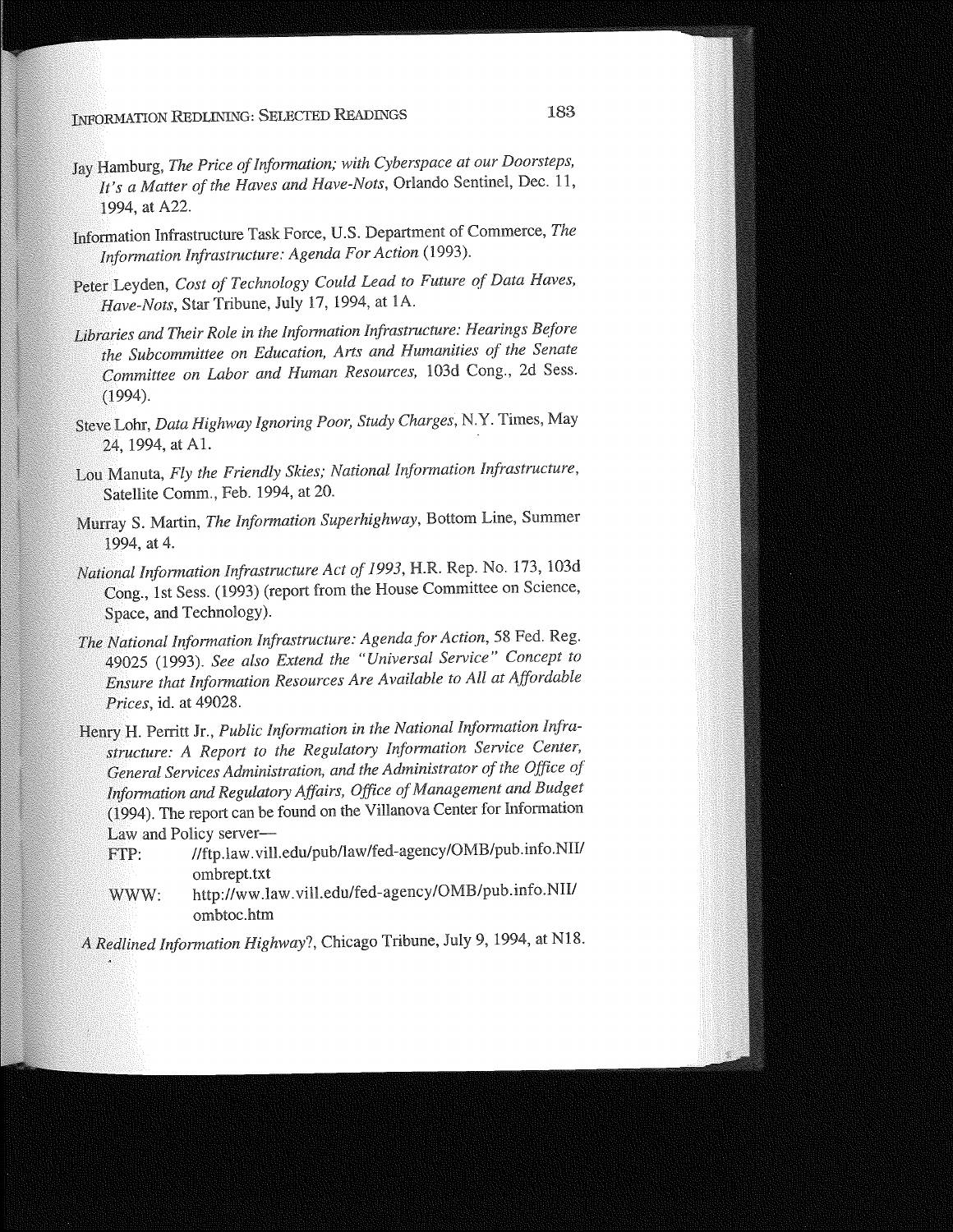Jay Hamburg, *The Price of Information; with Cyberspace at our Doorsteps, It's a Matter of the Haves and Have-Nots*, Orlando Sentinel, Dec. 11, 1994, at A22.

Information Infrastructure Task Force, U.S. Department of Commerce, *The Information Infrastructure: Agenda For Action* (1993).

Peter Leyden, *Cost of Technology Could Lead to Future of Data Haves, Have-Nots*, Star Tribune, July 17, 1994, at 1A.

*Libraries and Their Role in the Information Infrastructure: Hearings Before the Subcommittee on Education, Arts and Humanities of the Senate Committee on Labor and Human Resources*, 103d Cong., 2d Sess. (1994).

Steve Lohr, *Data Highway Ignoring Poor, Study Charges*, N.Y. Times, May 24, 1994, at A1.

Lou Manuta, *Fly the Friendly Skies; National Information Infrastructure*, Satellite Comm., Feb. 1994, at 20.

Murray S. Martin, *The Information Superhighway*, Bottom Line, Summer 1994, at 4.

*National Information Infrastructure Act of 1993*, H.R. Rep. No. 173, 103d Cong., 1st Sess. (1993) (report from the House Committee on Science, Space, and Technology).

*The National Information Infrastructure: Agenda for Action*, 58 Fed. Reg. 49025 (1993). *See also Extend the "Universal Service" Concept to Ensure that Information Resources Are Available to All at Affordable Prices*, id. at 49028.

Henry H. Perritt Jr., *Public Information in the National Information Infrastructure: A Report to the Regulatory Information Service Center, General Services Administration, and the Administrator of the Office of Information and Regulatory Affairs, Office of Management and Budget* (1994). The report can be found on the Villanova Center for Information Law and Policy server—

FTP: //ftp.law.vill.edu/pub/law/fed-agency/OMB/pub.info.NII/ombrept.txt

WWW: http://ww.law.vill.edu/fed-agency/OMB/pub.info.NII/ombtoc.htm

*A Redlined Information Highway*?, Chicago Tribune, July 9, 1994, at N18.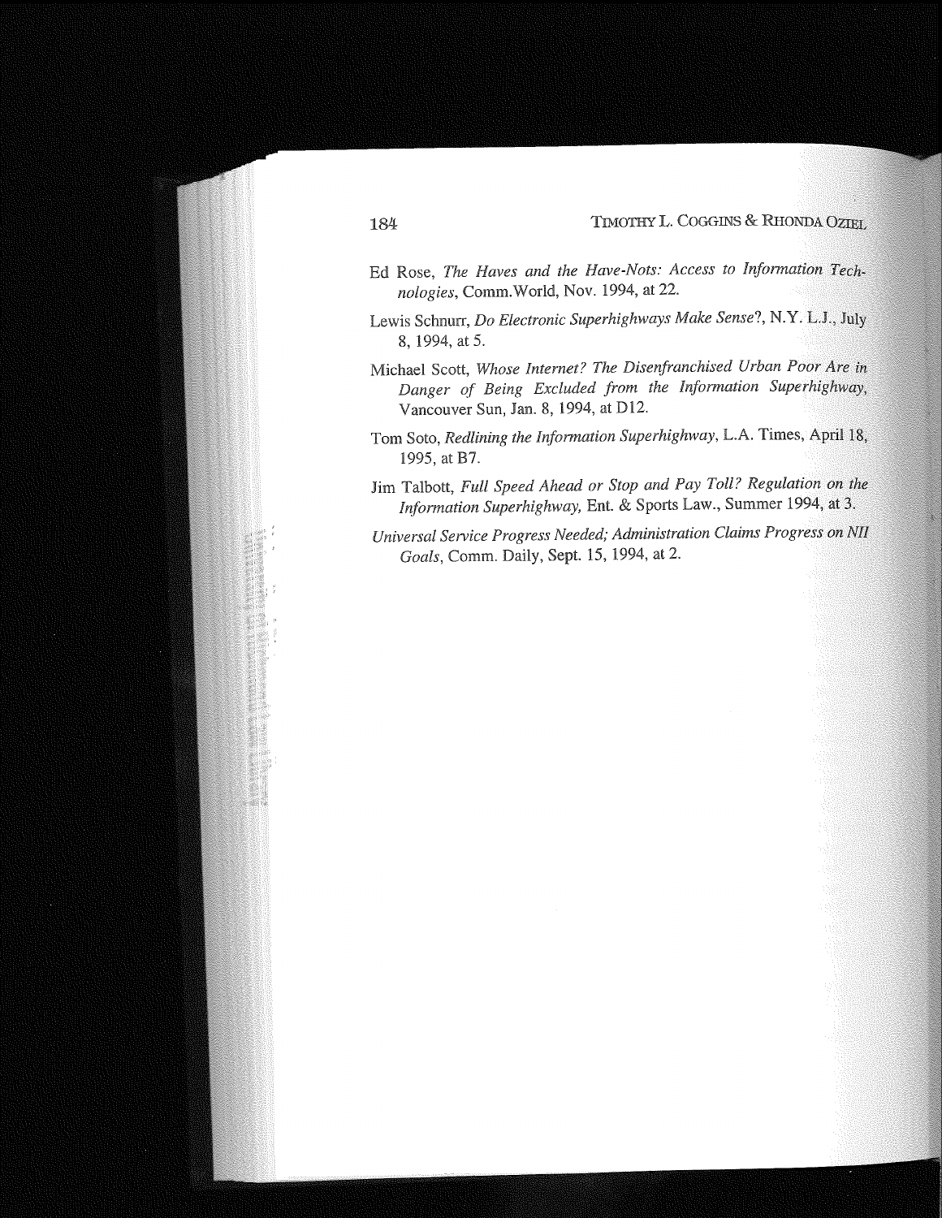Ed Rose, *The Haves and the Have-Nots: Access to Information Technologies*, Comm.World, Nov. 1994, at 22.

Lewis Schnurr, *Do Electronic Superhighways Make Sense*?, N.Y. L.J., July 8, 1994, at 5.

Michael Scott, *Whose Internet? The Disenfranchised Urban Poor Are in Danger of Being Excluded from the Information Superhighway*, Vancouver Sun, Jan. 8, 1994, at D12.

Tom Soto, *Redlining the Information Superhighway*, L.A. Times, April 18, 1995, at B7.

Jim Talbott, *Full Speed Ahead or Stop and Pay Toll? Regulation on the Information Superhighway,* Ent. & Sports Law., Summer 1994, at 3.

*Universal Service Progress Needed; Administration Claims Progress on NII Goals*, Comm. Daily, Sept. 15, 1994, at 2.